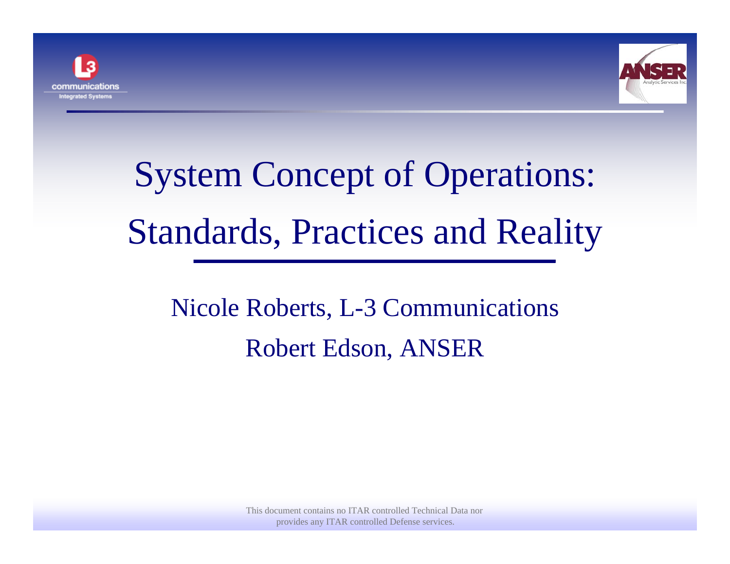# System Concept of Operations: Standards, Practices and Reality

Nicole Roberts, L-3 Communications

Robert Edson, ANSER

This document contains no ITAR controlled Technical Data nor provides any ITAR controlled Defense services.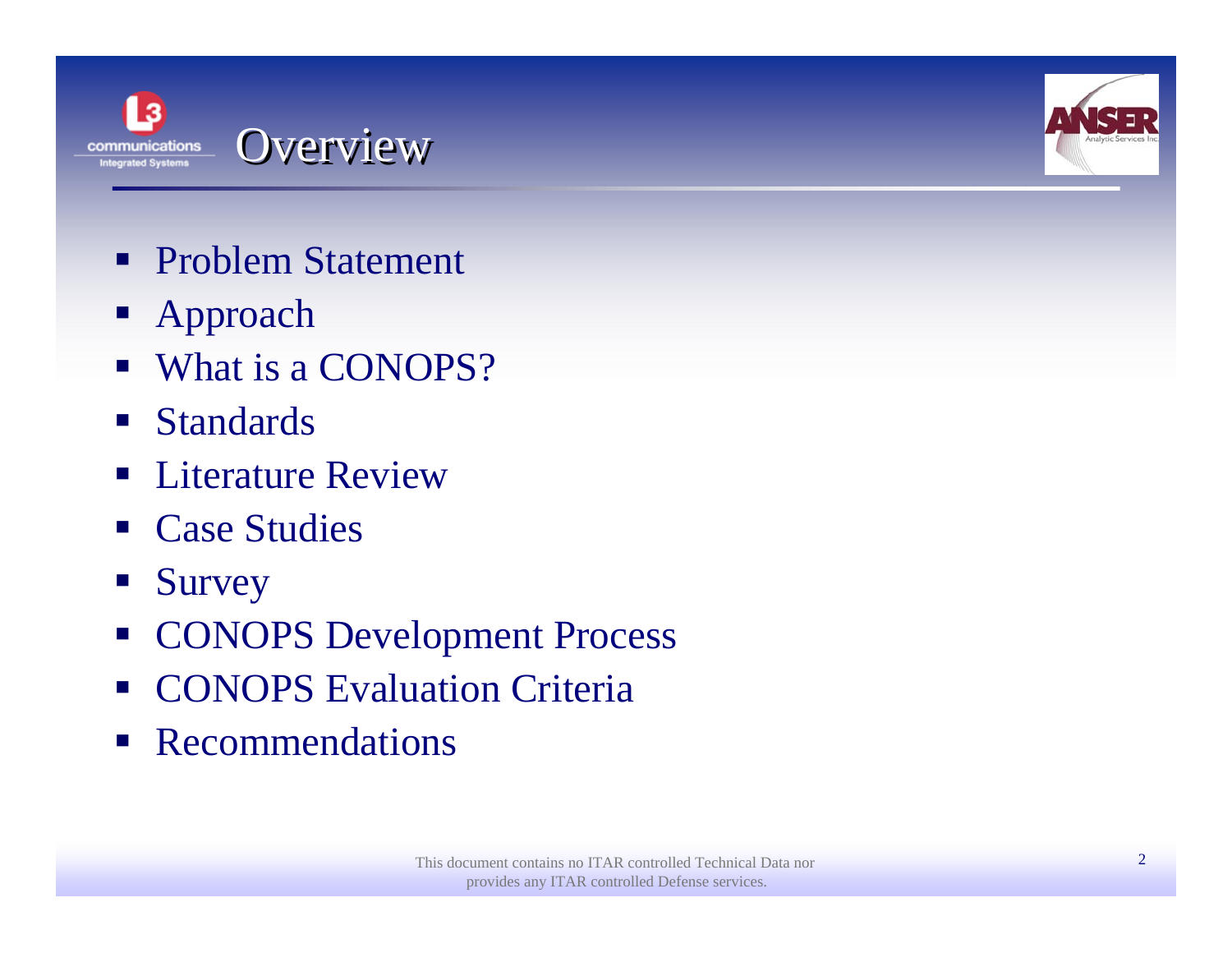# Overview

- Problem Statement
- Approach
- What is a CONOPS?
- Standards
- Literature Review
- Case Studies
- Survey
- CONOPS Development Process
- CONOPS Evaluation Criteria
- Recommendations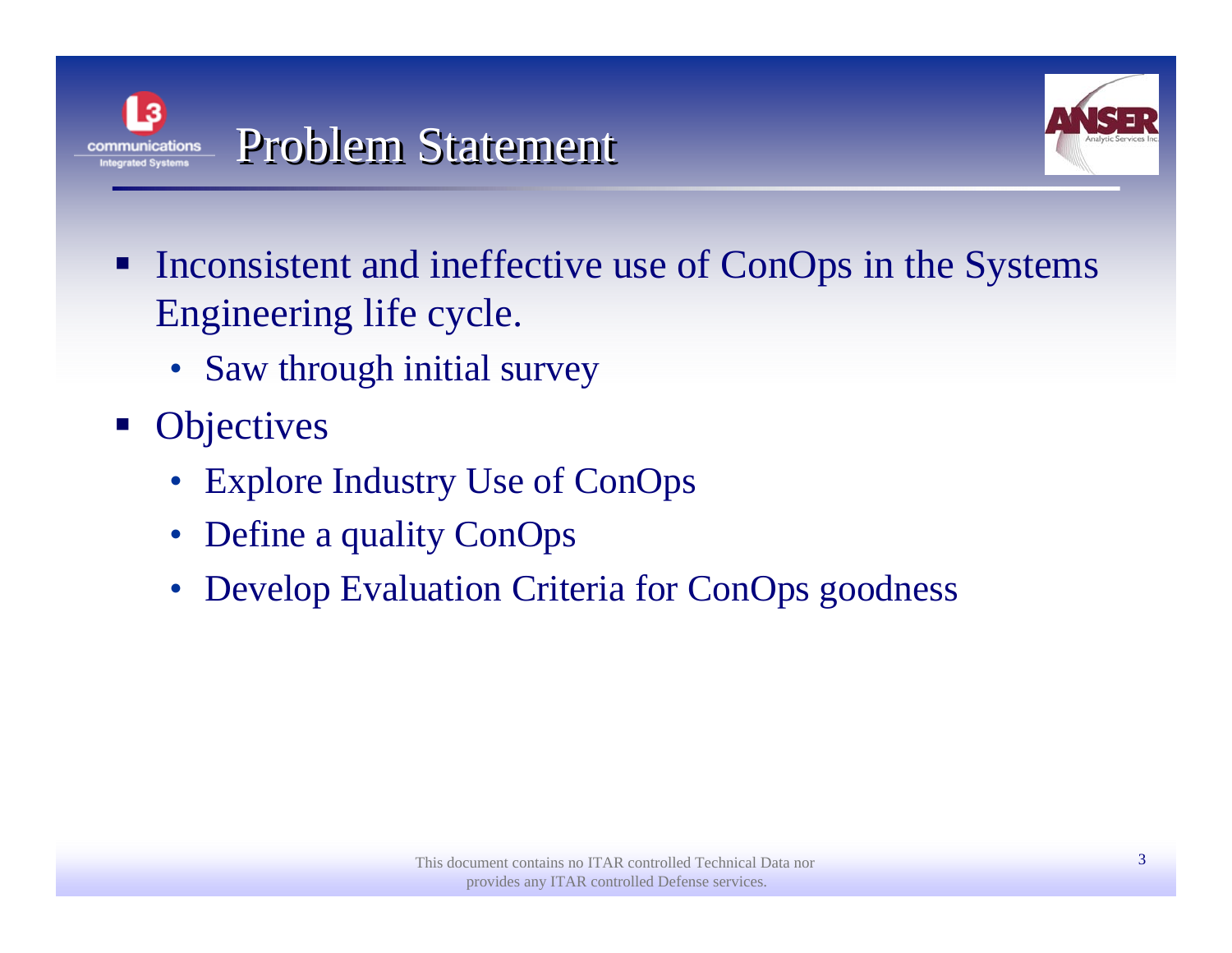# Problem Statement

- Inconsistent and ineffective use of ConOps in the Systems Engineering life cycle.
  - Saw through initial survey
- Objectives
  - Explore Industry Use of ConOps
  - Define a quality ConOps
  - Develop Evaluation Criteria for ConOps goodness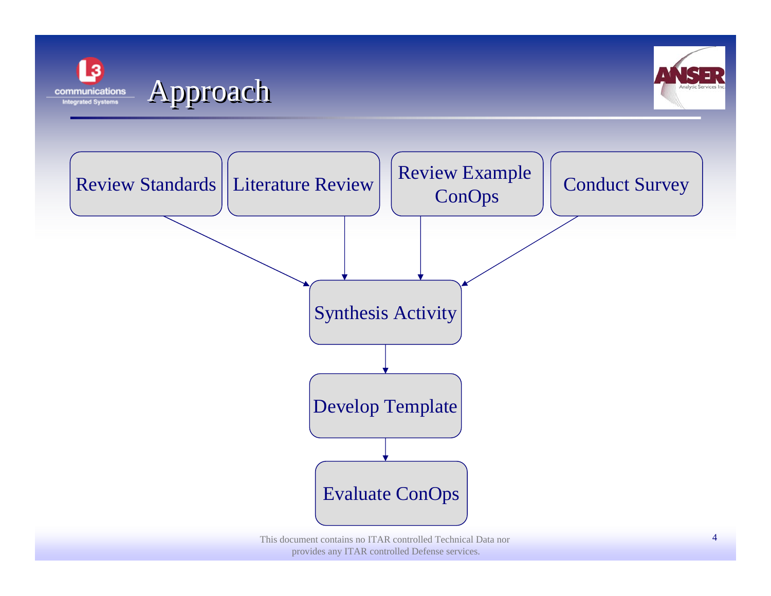# Approach

- Review Standards
- Literature Review
- Review Example ConOps
- Conduct Survey

↓

Synthesis Activity

↓

Develop Template

↓

Evaluate ConOps

This document contains no ITAR controlled Technical Data nor provides any ITAR controlled Defense services.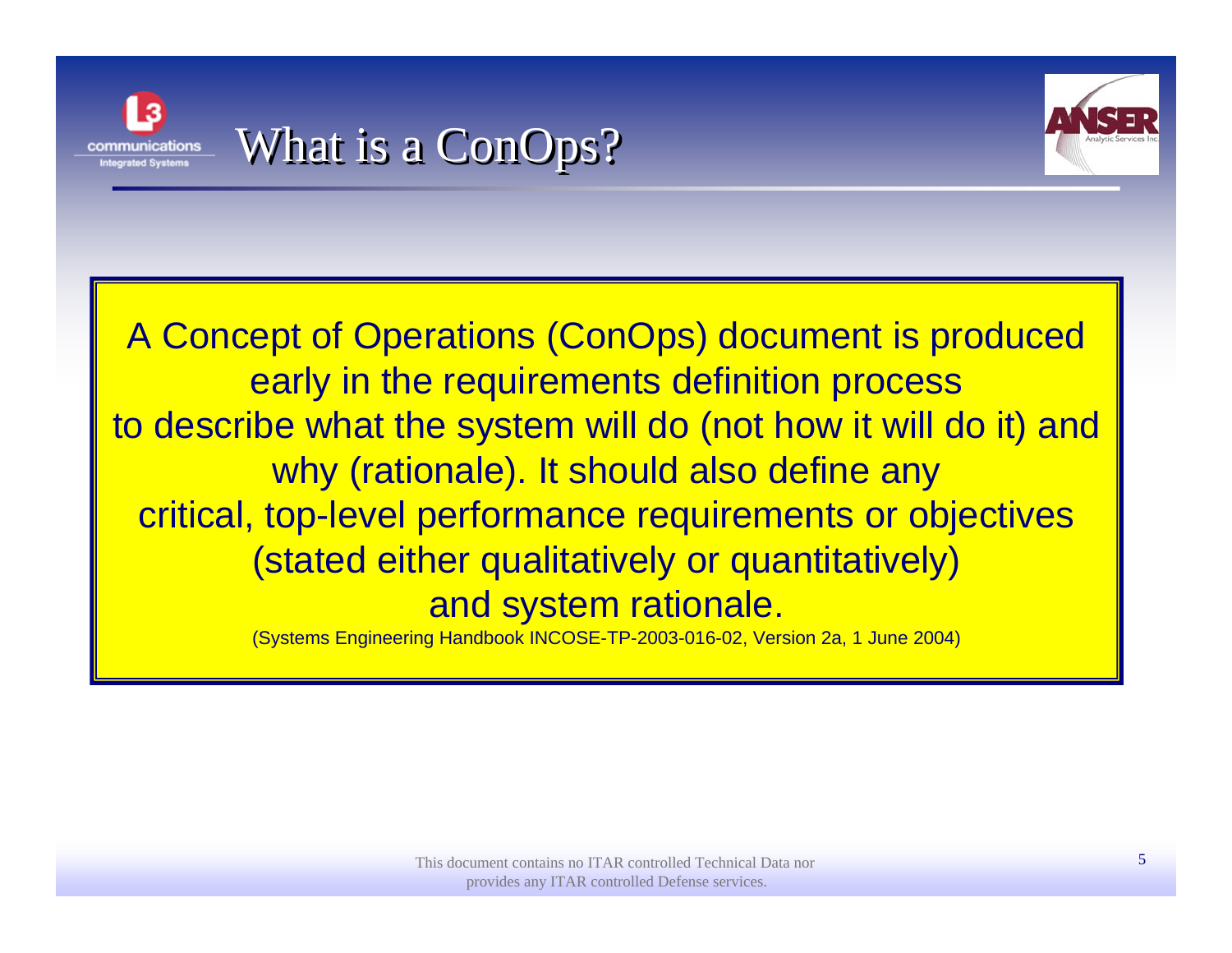# What is a ConOps?

A Concept of Operations (ConOps) document is produced early in the requirements definition process to describe what the system will do (not how it will do it) and why (rationale). It should also define any critical, top-level performance requirements or objectives (stated either qualitatively or quantitatively) and system rationale.

(Systems Engineering Handbook INCOSE-TP-2003-016-02, Version 2a, 1 June 2004)

This document contains no ITAR controlled Technical Data nor provides any ITAR controlled Defense services.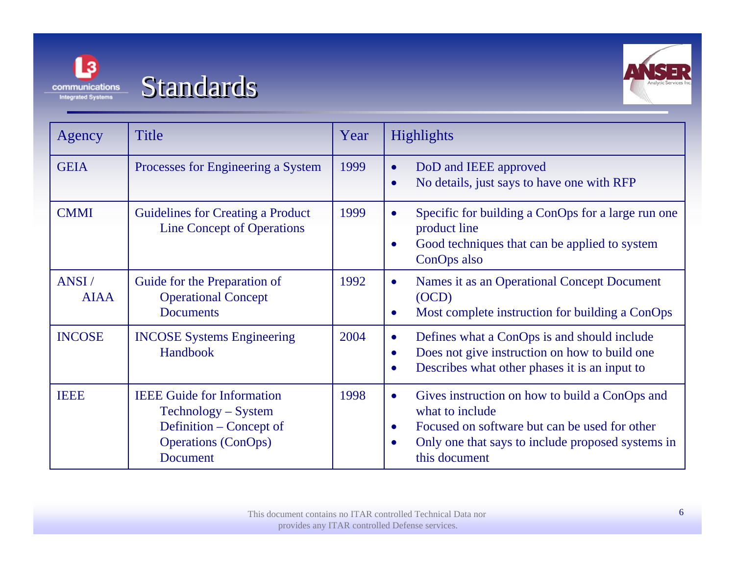# Standards

| Agency | Title | Year | Highlights |
|---|---|---|---|
| GEIA | Processes for Engineering a System | 1999 | • DoD and IEEE approved<br>• No details, just says to have one with RFP |
| CMMI | Guidelines for Creating a Product Line Concept of Operations | 1999 | • Specific for building a ConOps for a large run one product line<br>• Good techniques that can be applied to system ConOps also |
| ANSI / AIAA | Guide for the Preparation of Operational Concept Documents | 1992 | • Names it as an Operational Concept Document (OCD)<br>• Most complete instruction for building a ConOps |
| INCOSE | INCOSE Systems Engineering Handbook | 2004 | • Defines what a ConOps is and should include<br>• Does not give instruction on how to build one<br>• Describes what other phases it is an input to |
| IEEE | IEEE Guide for Information Technology – System Definition – Concept of Operations (ConOps) Document | 1998 | • Gives instruction on how to build a ConOps and what to include<br>• Focused on software but can be used for other<br>• Only one that says to include proposed systems in this document |

This document contains no ITAR controlled Technical Data nor provides any ITAR controlled Defense services.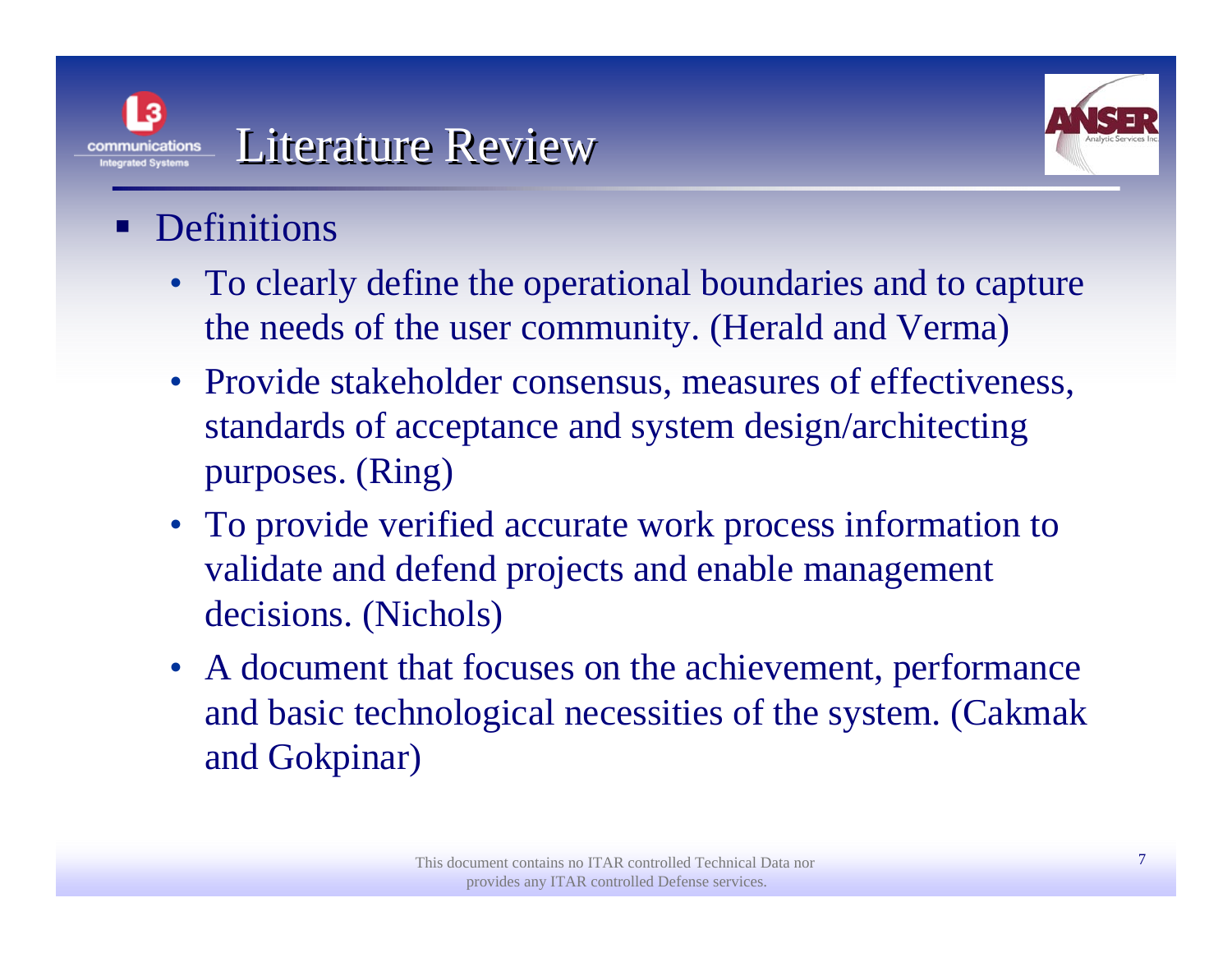# Literature Review

- Definitions
  - To clearly define the operational boundaries and to capture the needs of the user community. (Herald and Verma)
  - Provide stakeholder consensus, measures of effectiveness, standards of acceptance and system design/architecting purposes. (Ring)
  - To provide verified accurate work process information to validate and defend projects and enable management decisions. (Nichols)
  - A document that focuses on the achievement, performance and basic technological necessities of the system. (Cakmak and Gokpinar)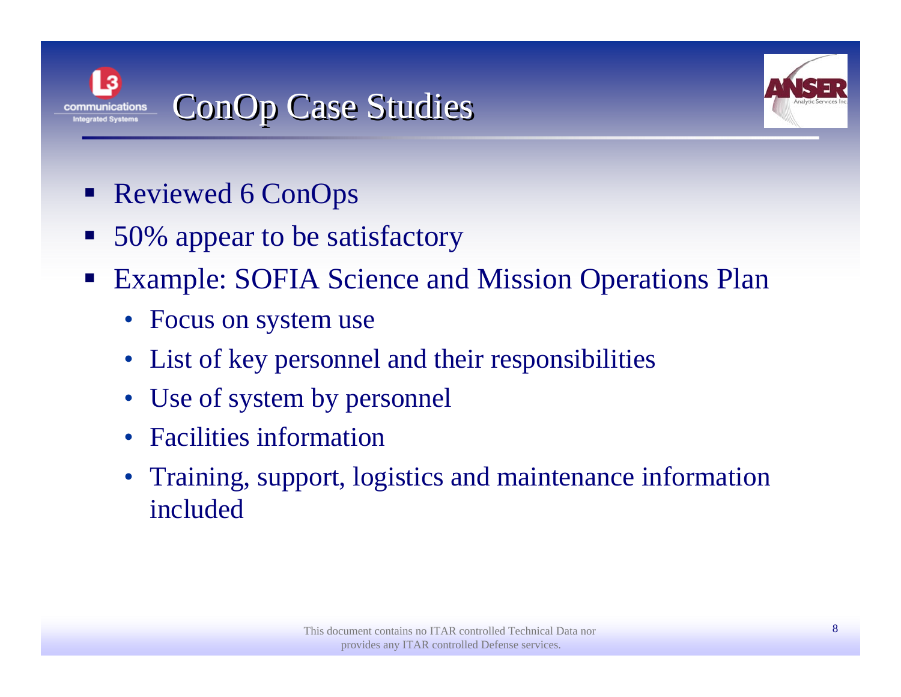# ConOp Case Studies

- Reviewed 6 ConOps
- 50% appear to be satisfactory
- Example: SOFIA Science and Mission Operations Plan
  - Focus on system use
  - List of key personnel and their responsibilities
  - Use of system by personnel
  - Facilities information
  - Training, support, logistics and maintenance information included

This document contains no ITAR controlled Technical Data nor provides any ITAR controlled Defense services.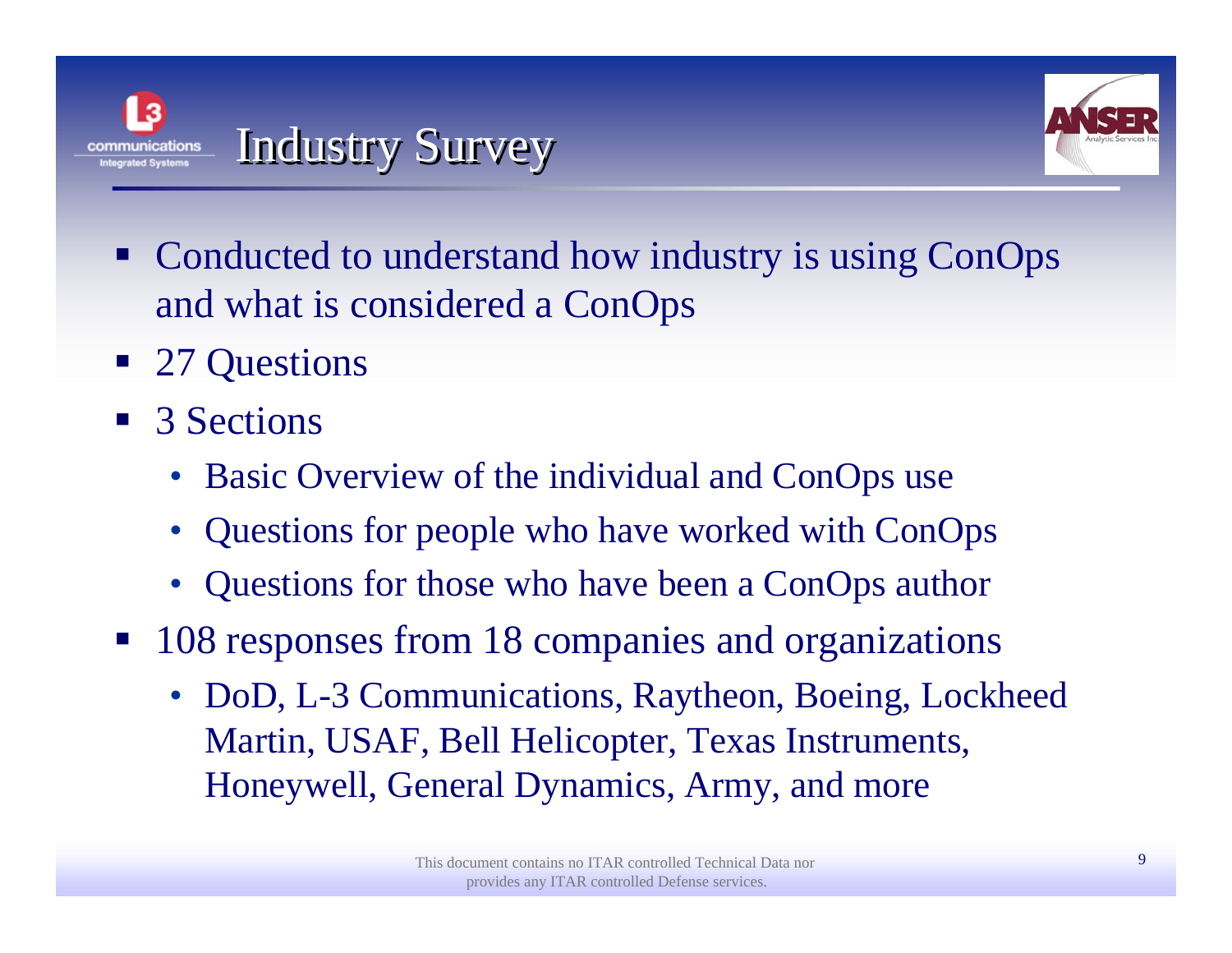# Industry Survey

- Conducted to understand how industry is using ConOps and what is considered a ConOps
- 27 Questions
- 3 Sections
  - Basic Overview of the individual and ConOps use
  - Questions for people who have worked with ConOps
  - Questions for those who have been a ConOps author
- 108 responses from 18 companies and organizations
  - DoD, L-3 Communications, Raytheon, Boeing, Lockheed Martin, USAF, Bell Helicopter, Texas Instruments, Honeywell, General Dynamics, Army, and more

This document contains no ITAR controlled Technical Data nor provides any ITAR controlled Defense services.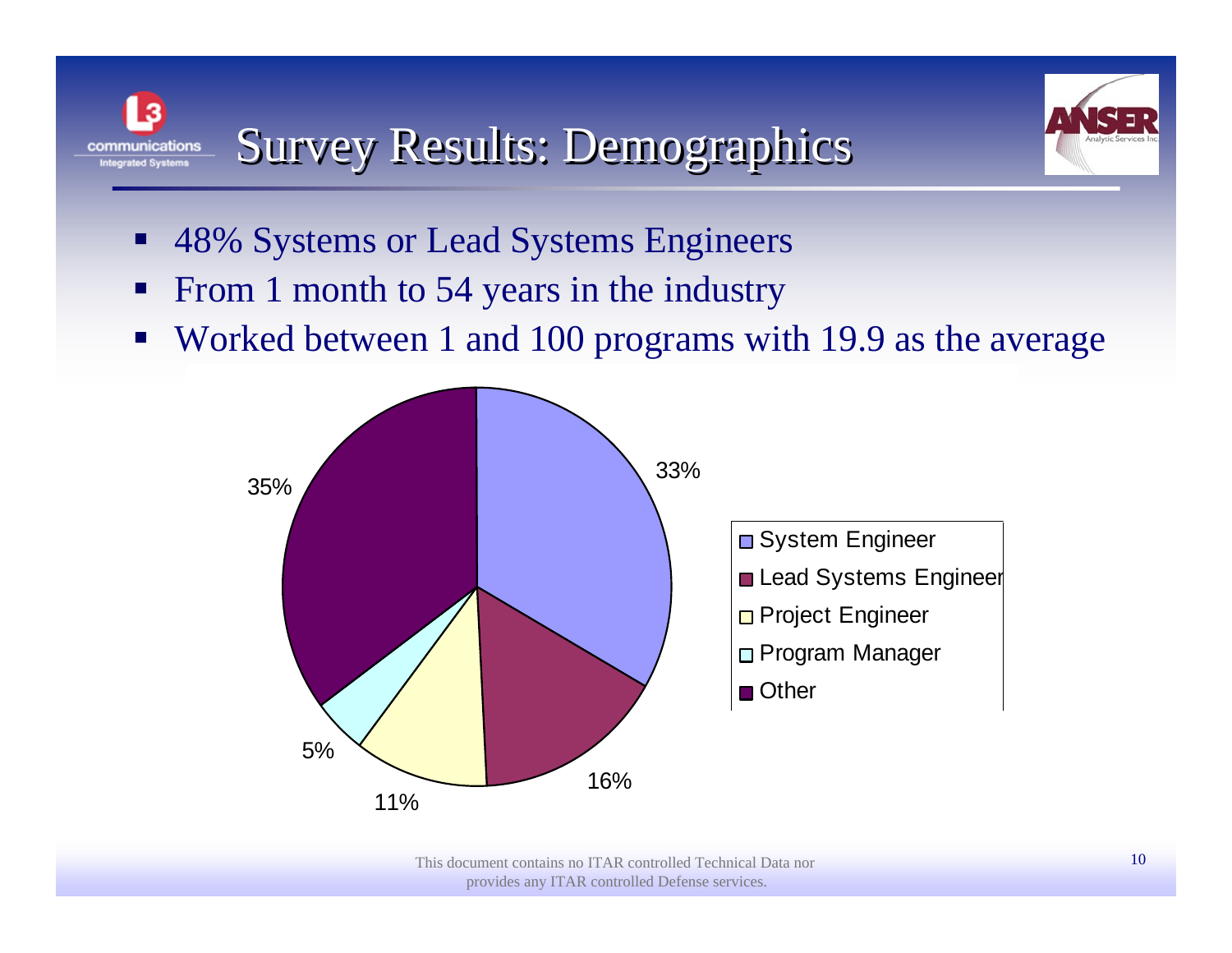# Survey Results: Demographics

- 48% Systems or Lead Systems Engineers
- From 1 month to 54 years in the industry
- Worked between 1 and 100 programs with 19.9 as the average

| Role | Percentage |
| --- | --- |
| System Engineer | 33% |
| Lead Systems Engineer | 16% |
| Project Engineer | 11% |
| Program Manager | 5% |
| Other | 35% |

This document contains no ITAR controlled Technical Data nor provides any ITAR controlled Defense services.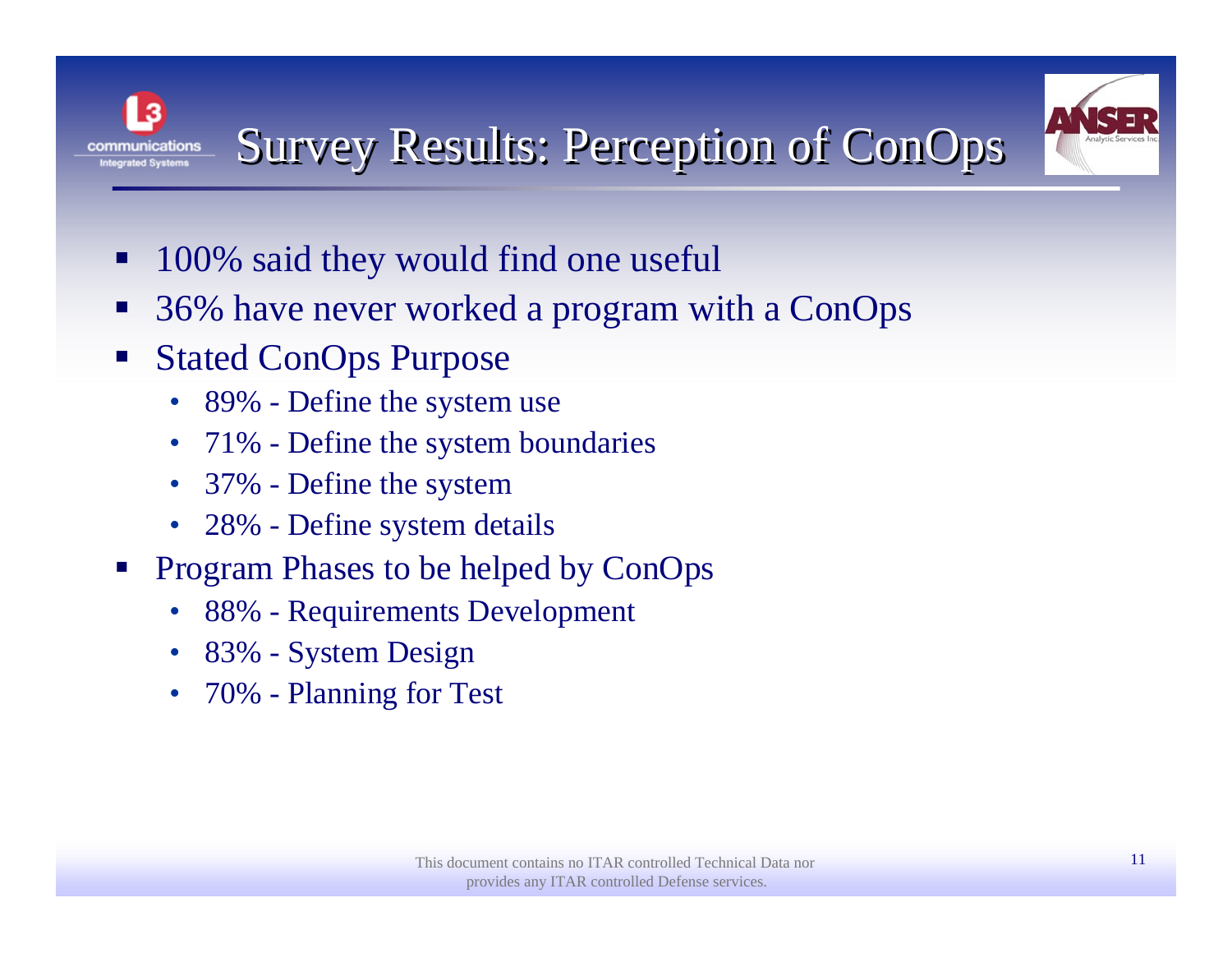# Survey Results: Perception of ConOps

- 100% said they would find one useful
- 36% have never worked a program with a ConOps
- Stated ConOps Purpose
  - 89% - Define the system use
  - 71% - Define the system boundaries
  - 37% - Define the system
  - 28% - Define system details
- Program Phases to be helped by ConOps
  - 88% - Requirements Development
  - 83% - System Design
  - 70% - Planning for Test

This document contains no ITAR controlled Technical Data nor provides any ITAR controlled Defense services.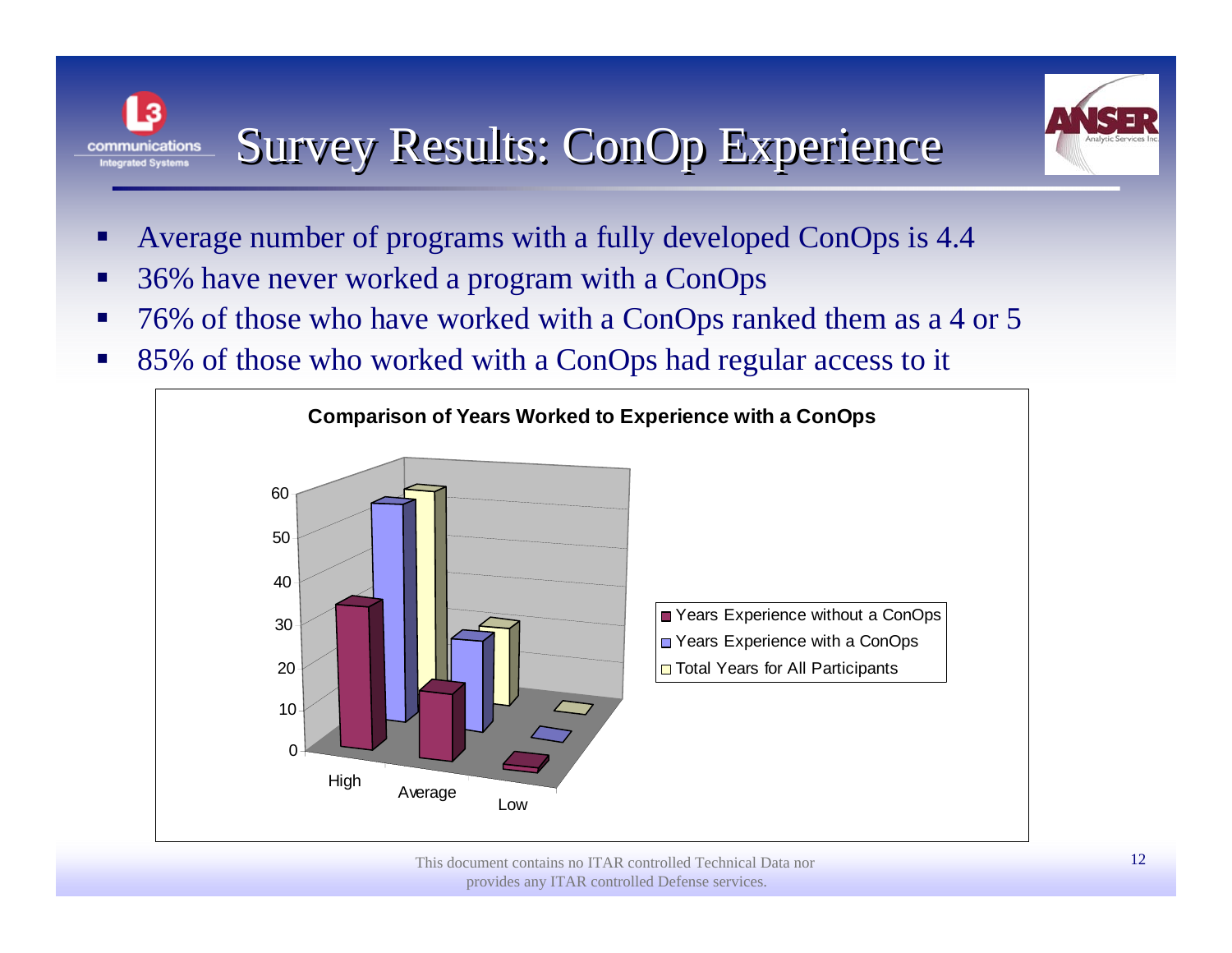# Survey Results: ConOp Experience

- Average number of programs with a fully developed ConOps is 4.4
- 36% have never worked a program with a ConOps
- 76% of those who have worked with a ConOps ranked them as a 4 or 5
- 85% of those who worked with a ConOps had regular access to it

**Comparison of Years Worked to Experience with a ConOps**

Legend:
- Years Experience without a ConOps
- Years Experience with a ConOps
- Total Years for All Participants

Y-axis: 0, 10, 20, 30, 40, 50, 60

X-axis categories: High, Average, Low

This document contains no ITAR controlled Technical Data nor provides any ITAR controlled Defense services.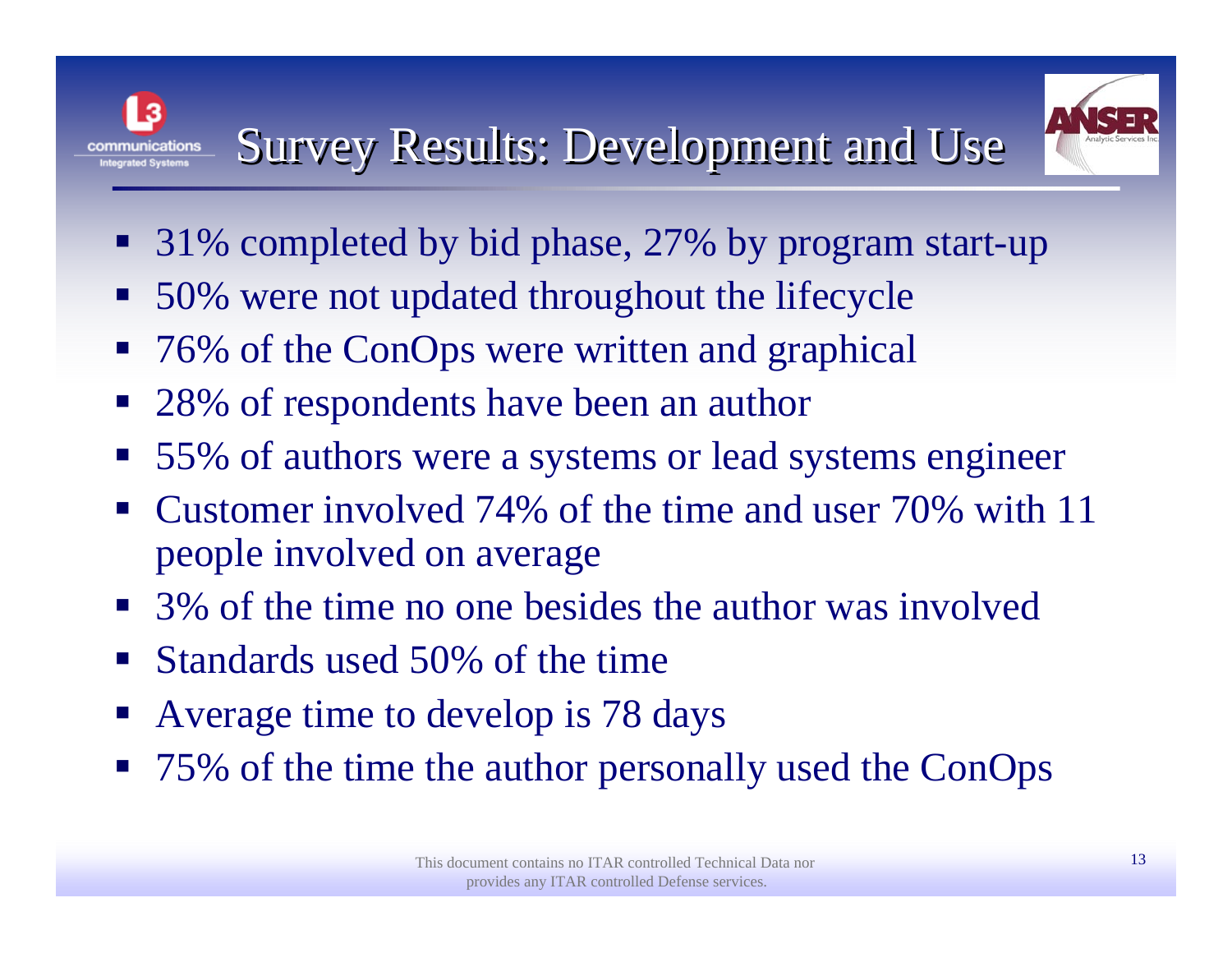# Survey Results: Development and Use

- 31% completed by bid phase, 27% by program start-up
- 50% were not updated throughout the lifecycle
- 76% of the ConOps were written and graphical
- 28% of respondents have been an author
- 55% of authors were a systems or lead systems engineer
- Customer involved 74% of the time and user 70% with 11 people involved on average
- 3% of the time no one besides the author was involved
- Standards used 50% of the time
- Average time to develop is 78 days
- 75% of the time the author personally used the ConOps

This document contains no ITAR controlled Technical Data nor provides any ITAR controlled Defense services.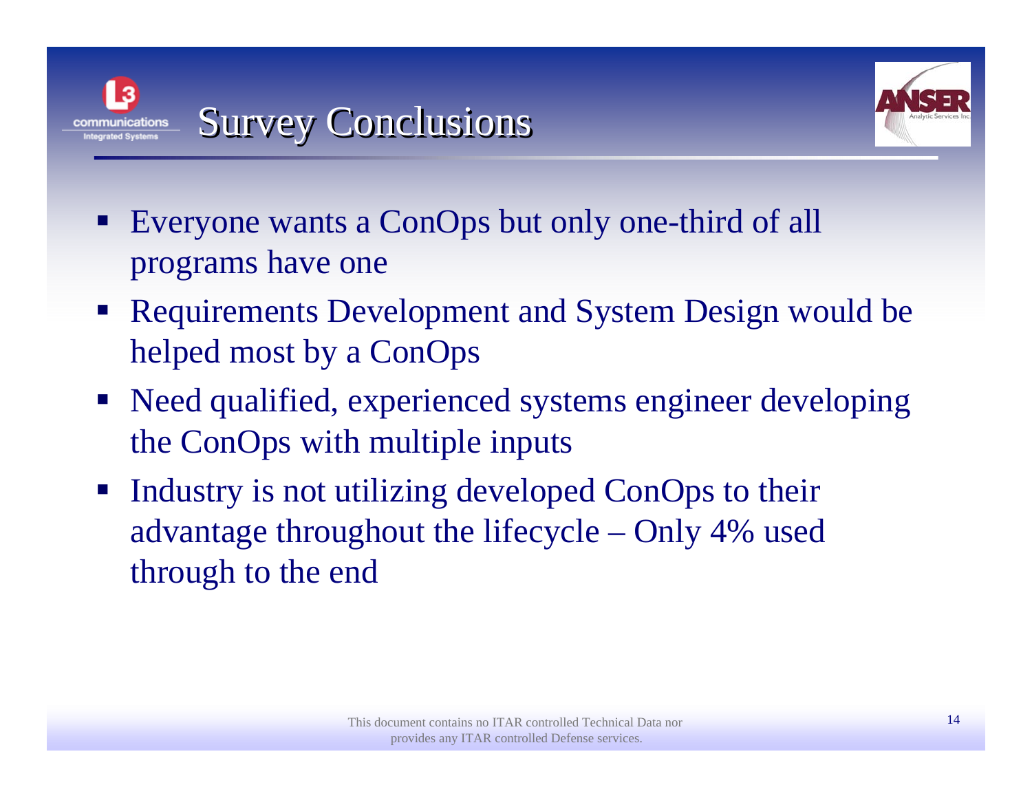# Survey Conclusions

- Everyone wants a ConOps but only one-third of all programs have one
- Requirements Development and System Design would be helped most by a ConOps
- Need qualified, experienced systems engineer developing the ConOps with multiple inputs
- Industry is not utilizing developed ConOps to their advantage throughout the lifecycle – Only 4% used through to the end

This document contains no ITAR controlled Technical Data nor provides any ITAR controlled Defense services.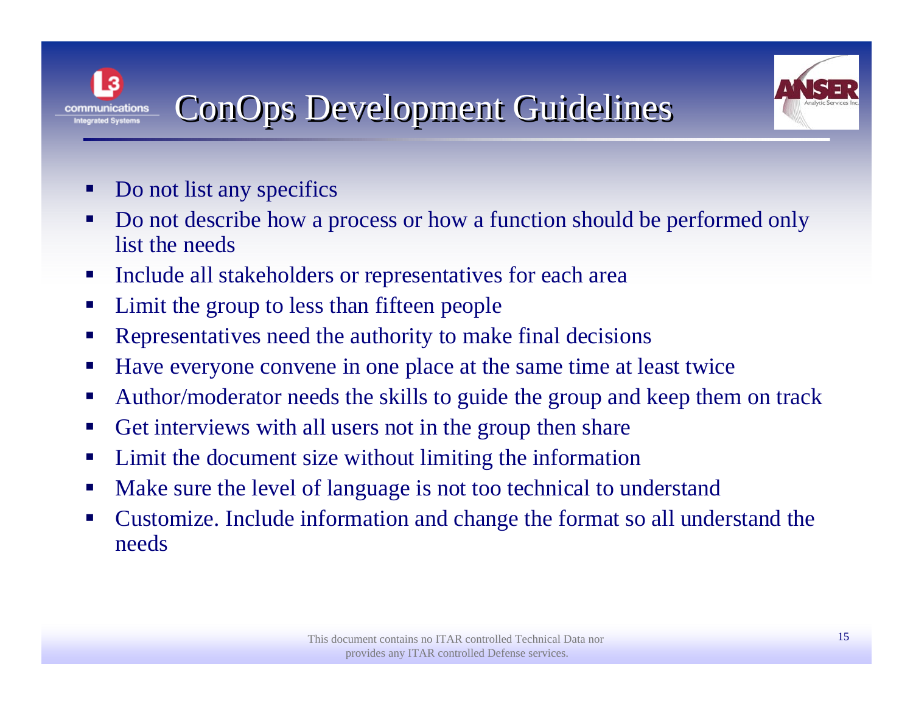# ConOps Development Guidelines

- Do not list any specifics
- Do not describe how a process or how a function should be performed only list the needs
- Include all stakeholders or representatives for each area
- Limit the group to less than fifteen people
- Representatives need the authority to make final decisions
- Have everyone convene in one place at the same time at least twice
- Author/moderator needs the skills to guide the group and keep them on track
- Get interviews with all users not in the group then share
- Limit the document size without limiting the information
- Make sure the level of language is not too technical to understand
- Customize. Include information and change the format so all understand the needs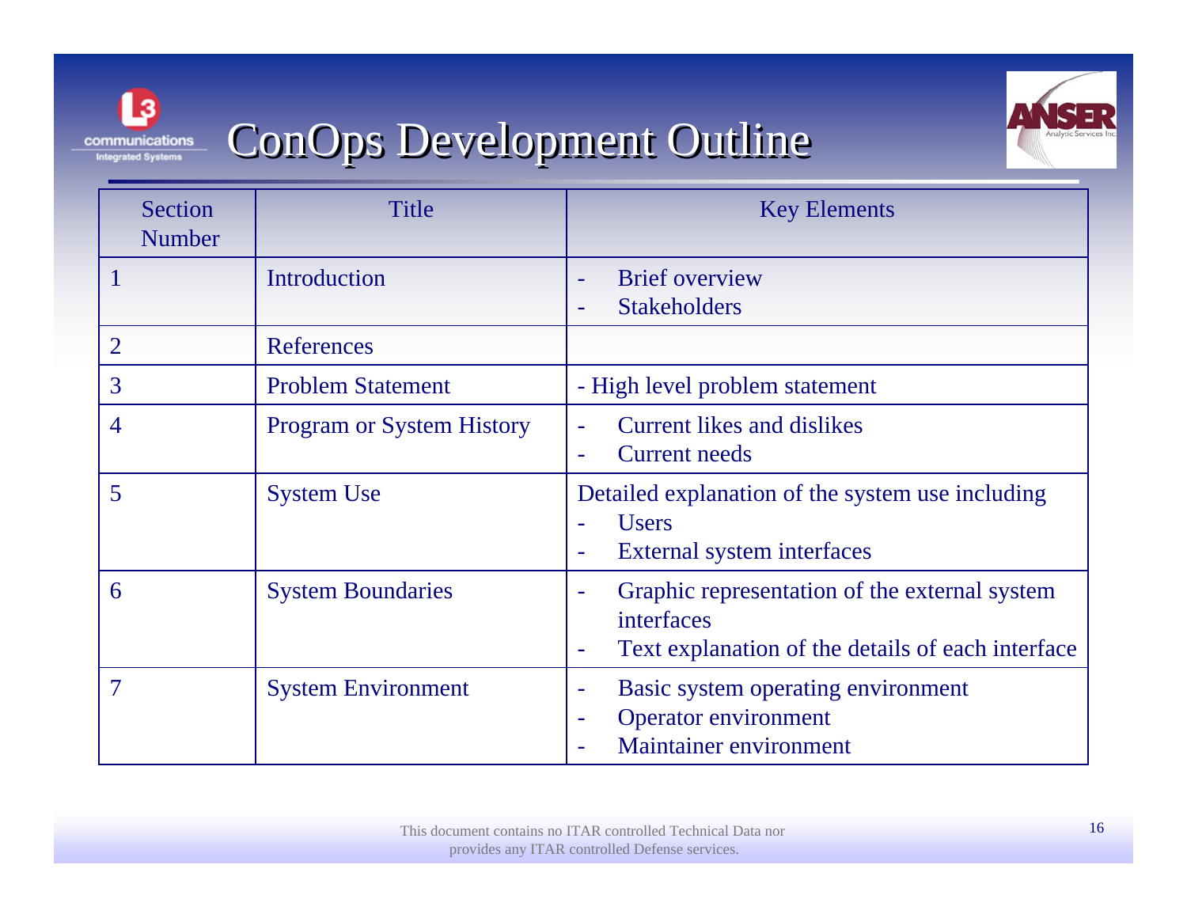# ConOps Development Outline

| Section Number | Title | Key Elements |
| --- | --- | --- |
| 1 | Introduction | - Brief overview<br>- Stakeholders |
| 2 | References | |
| 3 | Problem Statement | - High level problem statement |
| 4 | Program or System History | - Current likes and dislikes<br>- Current needs |
| 5 | System Use | Detailed explanation of the system use including<br>- Users<br>- External system interfaces |
| 6 | System Boundaries | - Graphic representation of the external system interfaces<br>- Text explanation of the details of each interface |
| 7 | System Environment | - Basic system operating environment<br>- Operator environment<br>- Maintainer environment |

This document contains no ITAR controlled Technical Data nor provides any ITAR controlled Defense services.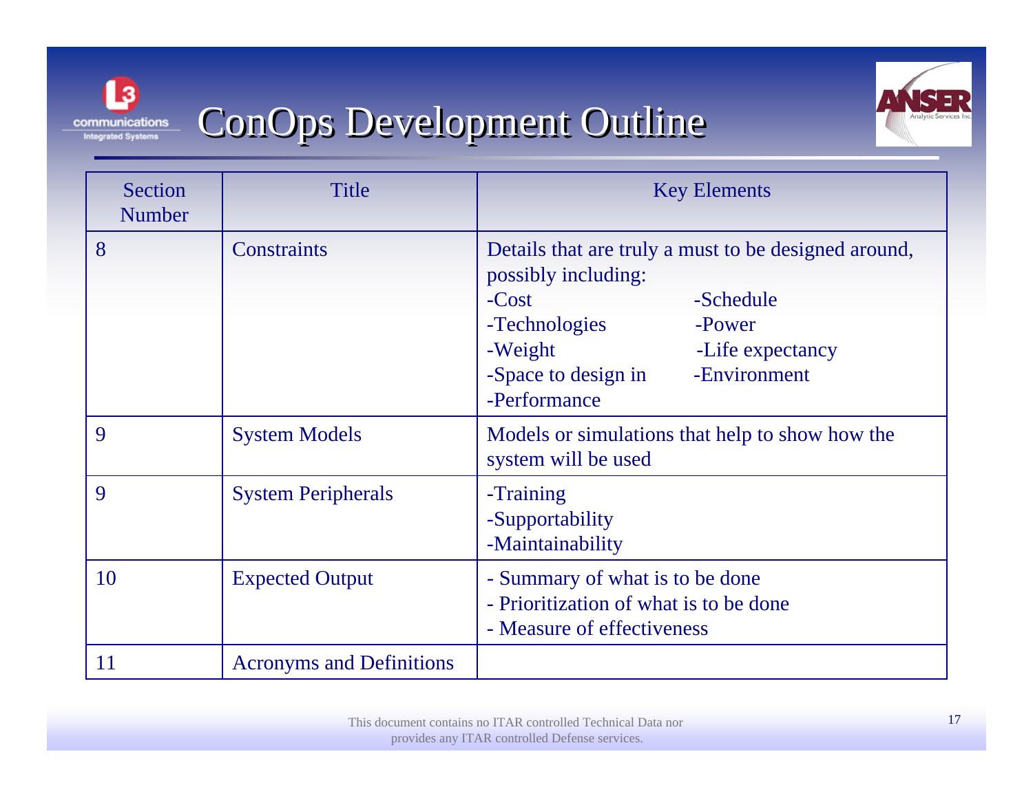# ConOps Development Outline

| Section Number | Title | Key Elements |
|---|---|---|
| 8 | Constraints | Details that are truly a must to be designed around, possibly including:<br>-Cost<br>-Schedule<br>-Technologies<br>-Power<br>-Weight<br>-Life expectancy<br>-Space to design in<br>-Environment<br>-Performance |
| 9 | System Models | Models or simulations that help to show how the system will be used |
| 9 | System Peripherals | -Training<br>-Supportability<br>-Maintainability |
| 10 | Expected Output | - Summary of what is to be done<br>- Prioritization of what is to be done<br>- Measure of effectiveness |
| 11 | Acronyms and Definitions | |

This document contains no ITAR controlled Technical Data nor provides any ITAR controlled Defense services.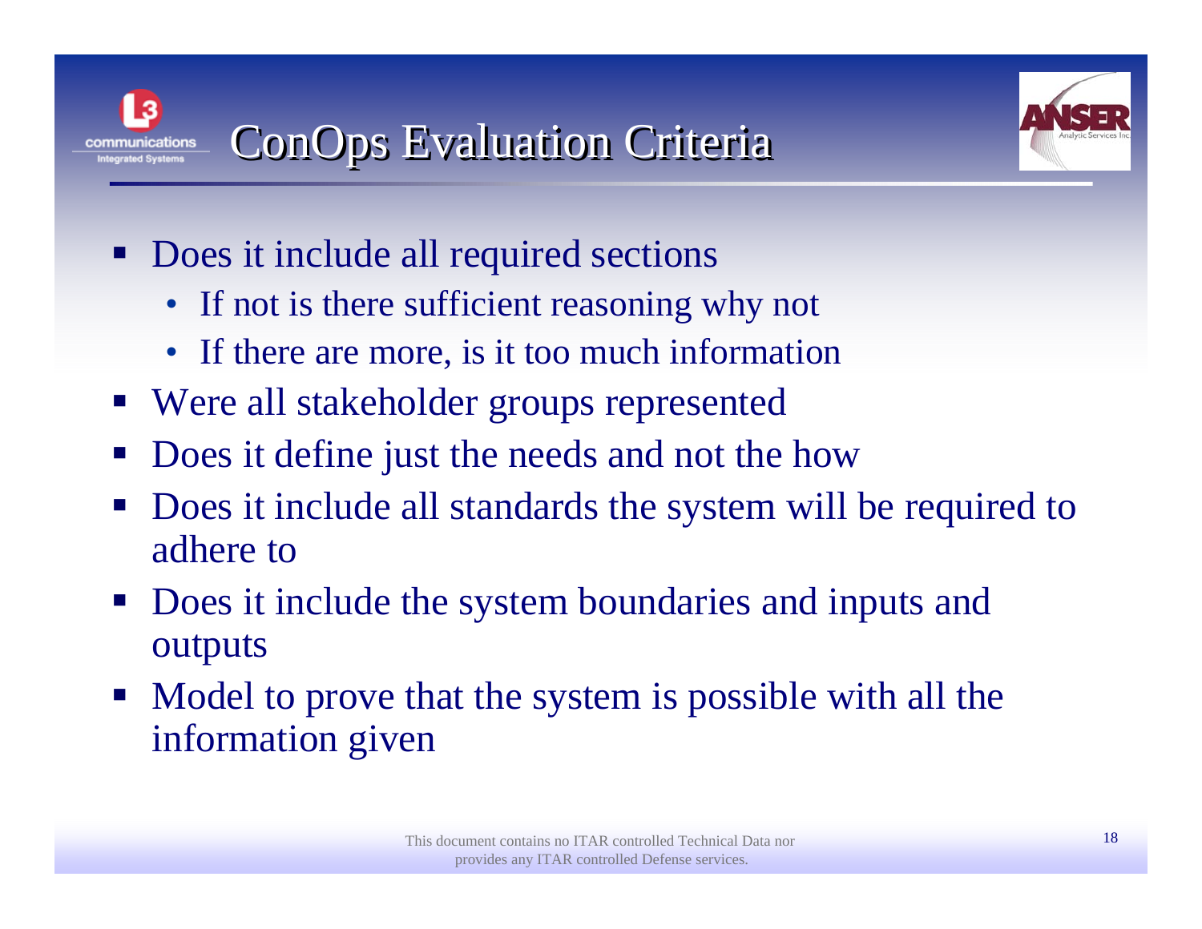# ConOps Evaluation Criteria

- Does it include all required sections
  - If not is there sufficient reasoning why not
  - If there are more, is it too much information
- Were all stakeholder groups represented
- Does it define just the needs and not the how
- Does it include all standards the system will be required to adhere to
- Does it include the system boundaries and inputs and outputs
- Model to prove that the system is possible with all the information given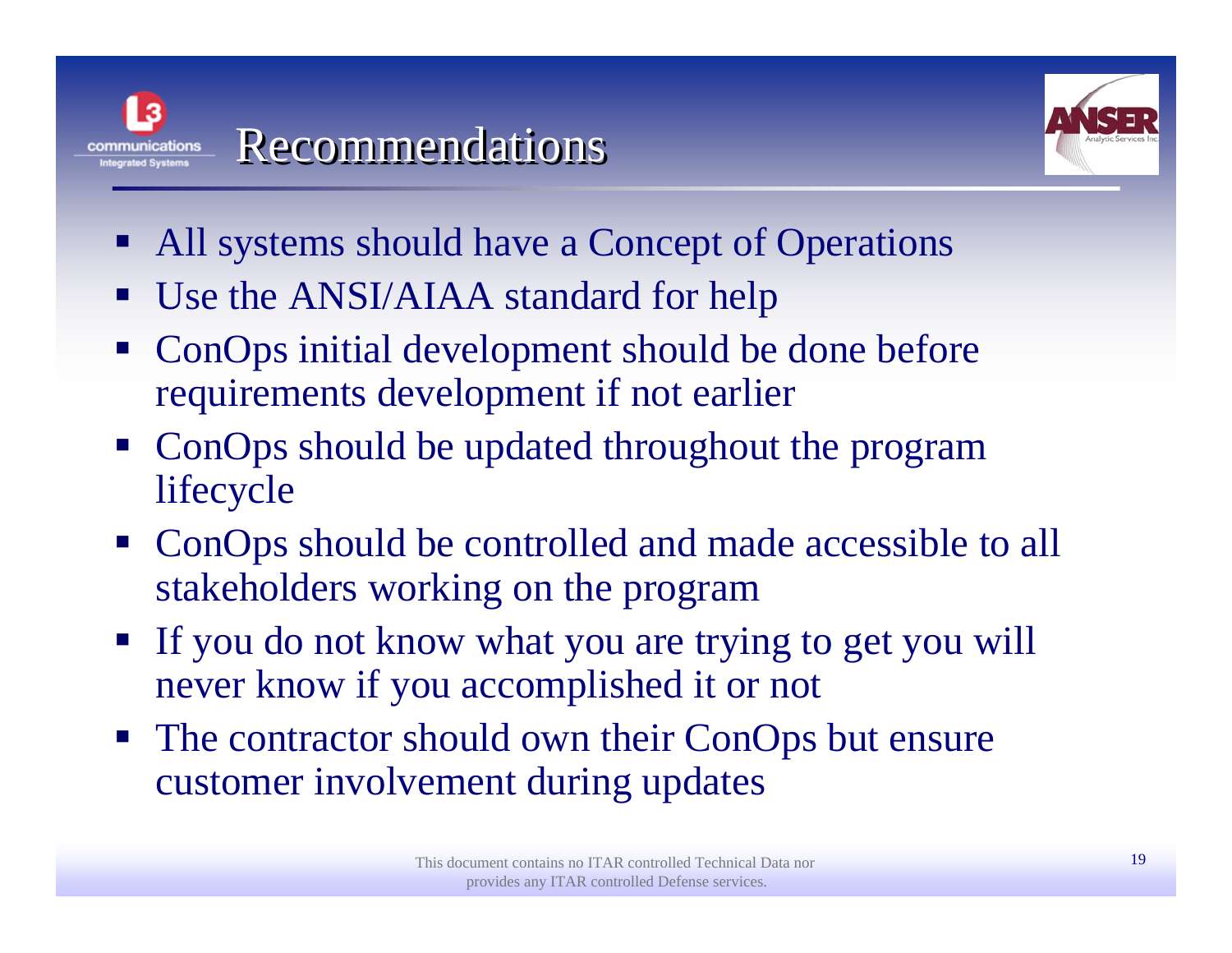# Recommendations

- All systems should have a Concept of Operations
- Use the ANSI/AIAA standard for help
- ConOps initial development should be done before requirements development if not earlier
- ConOps should be updated throughout the program lifecycle
- ConOps should be controlled and made accessible to all stakeholders working on the program
- If you do not know what you are trying to get you will never know if you accomplished it or not
- The contractor should own their ConOps but ensure customer involvement during updates

This document contains no ITAR controlled Technical Data nor provides any ITAR controlled Defense services.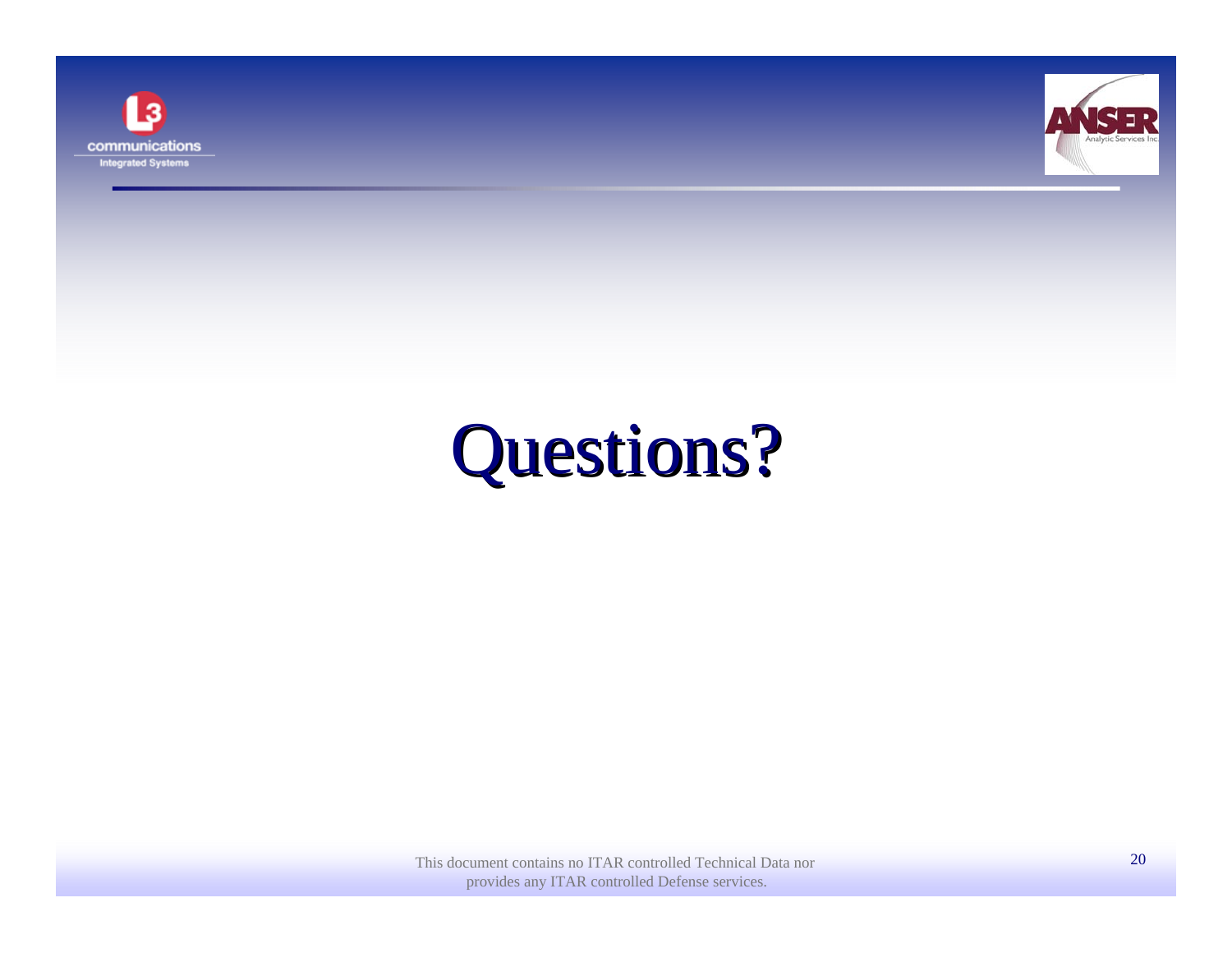# Questions?

This document contains no ITAR controlled Technical Data nor provides any ITAR controlled Defense services.